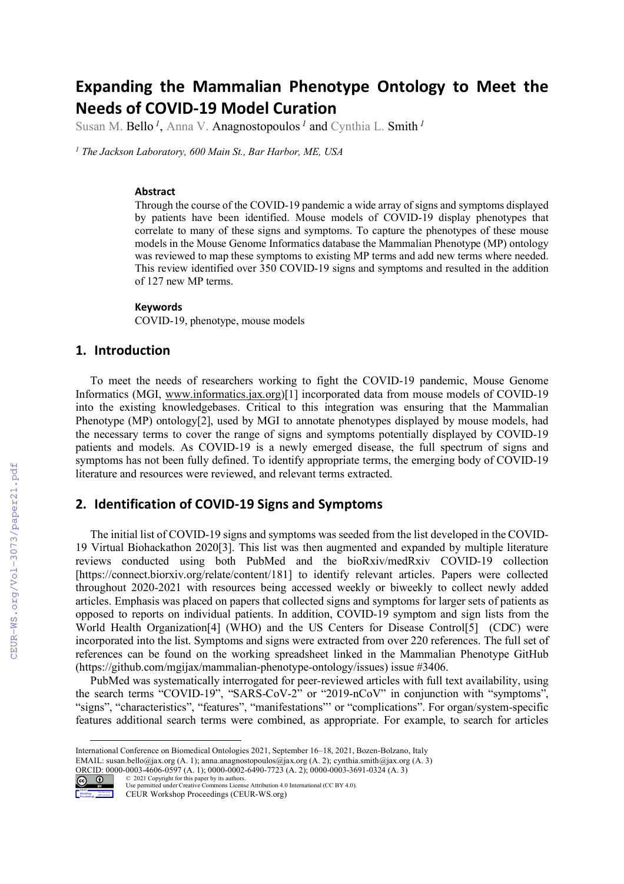# Expanding the Mammalian Phenotype Ontology to Meet the Needs of COVID-19 Model Curation

Susan M. Bello [1], Anna V. Anagnostopoulos [1] and Cynthia L. Smith [1]

[1] *The Jackson Laboratory, 600 Main St., Bar Harbor, ME, USA*

### Abstract

Through the course of the COVID-19 pandemic a wide array of signs and symptoms displayed by patients have been identified. Mouse models of COVID-19 display phenotypes that correlate to many of these signs and symptoms. To capture the phenotypes of these mouse models in the Mouse Genome Informatics database the Mammalian Phenotype (MP) ontology was reviewed to map these symptoms to existing MP terms and add new terms where needed. This review identified over 350 COVID-19 signs and symptoms and resulted in the addition of 127 new MP terms.

### Keywords

COVID-19, phenotype, mouse models

## 1. Introduction

To meet the needs of researchers working to fight the COVID-19 pandemic, Mouse Genome Informatics (MGI, www.informatics.jax.org)[1] incorporated data from mouse models of COVID-19 into the existing knowledgebases. Critical to this integration was ensuring that the Mammalian Phenotype (MP) ontology[2], used by MGI to annotate phenotypes displayed by mouse models, had the necessary terms to cover the range of signs and symptoms potentially displayed by COVID-19 patients and models. As COVID-19 is a newly emerged disease, the full spectrum of signs and symptoms has not been fully defined. To identify appropriate terms, the emerging body of COVID-19 literature and resources were reviewed, and relevant terms extracted.

## 2. Identification of COVID-19 Signs and Symptoms

The initial list of COVID-19 signs and symptoms was seeded from the list developed in the COVID-19 Virtual Biohackathon 2020[3]. This list was then augmented and expanded by multiple literature reviews conducted using both PubMed and the bioRxiv/medRxiv COVID-19 collection [https://connect.biorxiv.org/relate/content/181] to identify relevant articles. Papers were collected throughout 2020-2021 with resources being accessed weekly or biweekly to collect newly added articles. Emphasis was placed on papers that collected signs and symptoms for larger sets of patients as opposed to reports on individual patients. In addition, COVID-19 symptom and sign lists from the World Health Organization[4] (WHO) and the US Centers for Disease Control[5] (CDC) were incorporated into the list. Symptoms and signs were extracted from over 220 references. The full set of references can be found on the working spreadsheet linked in the Mammalian Phenotype GitHub (https://github.com/mgijax/mammalian-phenotype-ontology/issues) issue #3406.

PubMed was systematically interrogated for peer-reviewed articles with full text availability, using the search terms "COVID-19", "SARS-CoV-2" or "2019-nCoV" in conjunction with "symptoms", "signs", "characteristics", "features", "manifestations"' or "complications". For organ/system-specific features additional search terms were combined, as appropriate. For example, to search for articles

International Conference on Biomedical Ontologies 2021, September 16–18, 2021, Bozen-Bolzano, Italy
EMAIL: susan.bello@jax.org (A. 1); anna.anagnostopoulos@jax.org (A. 2); cynthia.smith@jax.org (A. 3)
ORCID: 0000-0003-4606-0597 (A. 1); 0000-0002-6490-7723 (A. 2); 0000-0003-3691-0324 (A. 3)
© 2021 Copyright for this paper by its authors.
Use permitted under Creative Commons License Attribution 4.0 International (CC BY 4.0).
CEUR Workshop Proceedings (CEUR-WS.org)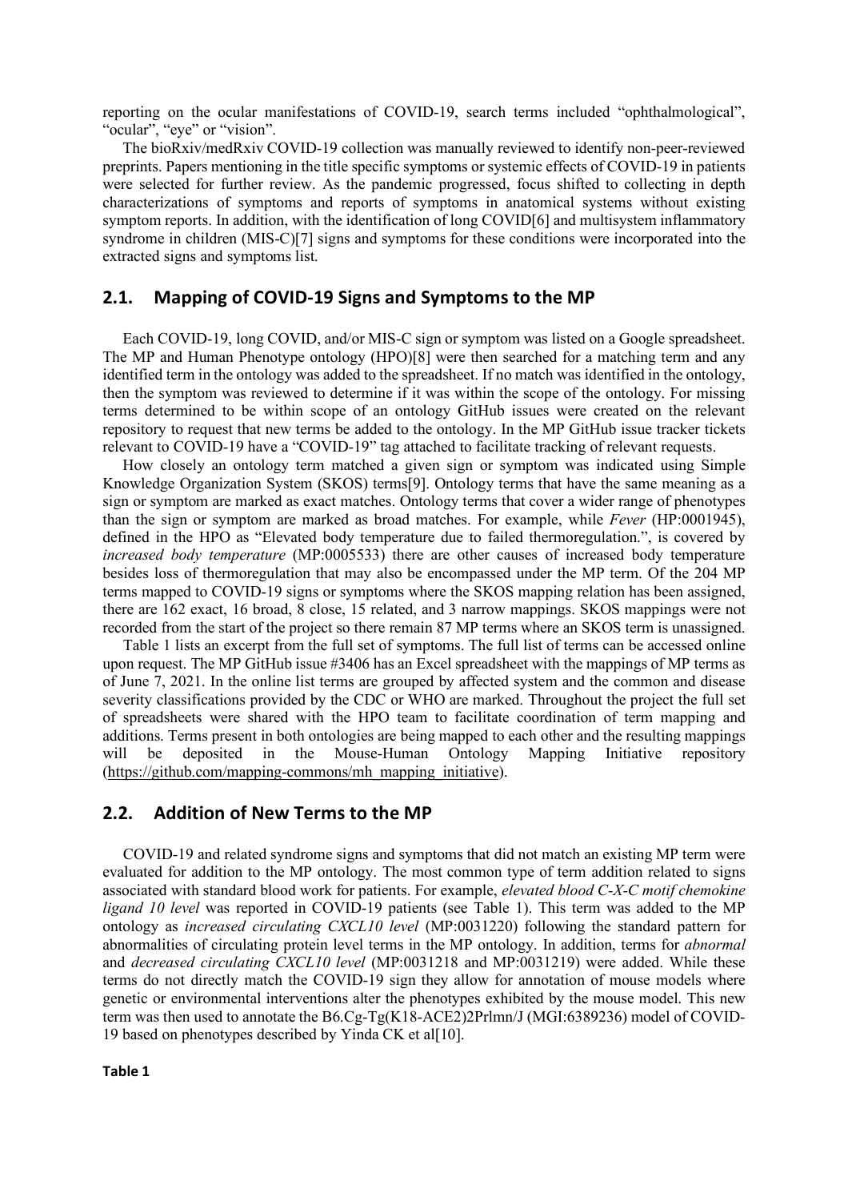reporting on the ocular manifestations of COVID-19, search terms included "ophthalmological", "ocular", "eye" or "vision".

The bioRxiv/medRxiv COVID-19 collection was manually reviewed to identify non-peer-reviewed preprints. Papers mentioning in the title specific symptoms or systemic effects of COVID-19 in patients were selected for further review. As the pandemic progressed, focus shifted to collecting in depth characterizations of symptoms and reports of symptoms in anatomical systems without existing symptom reports. In addition, with the identification of long COVID[6] and multisystem inflammatory syndrome in children (MIS-C)[7] signs and symptoms for these conditions were incorporated into the extracted signs and symptoms list.

## 2.1. Mapping of COVID-19 Signs and Symptoms to the MP

Each COVID-19, long COVID, and/or MIS-C sign or symptom was listed on a Google spreadsheet. The MP and Human Phenotype ontology (HPO)[8] were then searched for a matching term and any identified term in the ontology was added to the spreadsheet. If no match was identified in the ontology, then the symptom was reviewed to determine if it was within the scope of the ontology. For missing terms determined to be within scope of an ontology GitHub issues were created on the relevant repository to request that new terms be added to the ontology. In the MP GitHub issue tracker tickets relevant to COVID-19 have a "COVID-19" tag attached to facilitate tracking of relevant requests.

How closely an ontology term matched a given sign or symptom was indicated using Simple Knowledge Organization System (SKOS) terms[9]. Ontology terms that have the same meaning as a sign or symptom are marked as exact matches. Ontology terms that cover a wider range of phenotypes than the sign or symptom are marked as broad matches. For example, while *Fever* (HP:0001945), defined in the HPO as "Elevated body temperature due to failed thermoregulation.", is covered by *increased body temperature* (MP:0005533) there are other causes of increased body temperature besides loss of thermoregulation that may also be encompassed under the MP term. Of the 204 MP terms mapped to COVID-19 signs or symptoms where the SKOS mapping relation has been assigned, there are 162 exact, 16 broad, 8 close, 15 related, and 3 narrow mappings. SKOS mappings were not recorded from the start of the project so there remain 87 MP terms where an SKOS term is unassigned.

Table 1 lists an excerpt from the full set of symptoms. The full list of terms can be accessed online upon request. The MP GitHub issue #3406 has an Excel spreadsheet with the mappings of MP terms as of June 7, 2021. In the online list terms are grouped by affected system and the common and disease severity classifications provided by the CDC or WHO are marked. Throughout the project the full set of spreadsheets were shared with the HPO team to facilitate coordination of term mapping and additions. Terms present in both ontologies are being mapped to each other and the resulting mappings will be deposited in the Mouse-Human Ontology Mapping Initiative repository (https://github.com/mapping-commons/mh_mapping_initiative).

## 2.2. Addition of New Terms to the MP

COVID-19 and related syndrome signs and symptoms that did not match an existing MP term were evaluated for addition to the MP ontology. The most common type of term addition related to signs associated with standard blood work for patients. For example, *elevated blood C-X-C motif chemokine ligand 10 level* was reported in COVID-19 patients (see Table 1). This term was added to the MP ontology as *increased circulating CXCL10 level* (MP:0031220) following the standard pattern for abnormalities of circulating protein level terms in the MP ontology. In addition, terms for *abnormal* and *decreased circulating CXCL10 level* (MP:0031218 and MP:0031219) were added. While these terms do not directly match the COVID-19 sign they allow for annotation of mouse models where genetic or environmental interventions alter the phenotypes exhibited by the mouse model. This new term was then used to annotate the B6.Cg-Tg(K18-ACE2)2Prlmn/J (MGI:6389236) model of COVID-19 based on phenotypes described by Yinda CK et al[10].

**Table 1**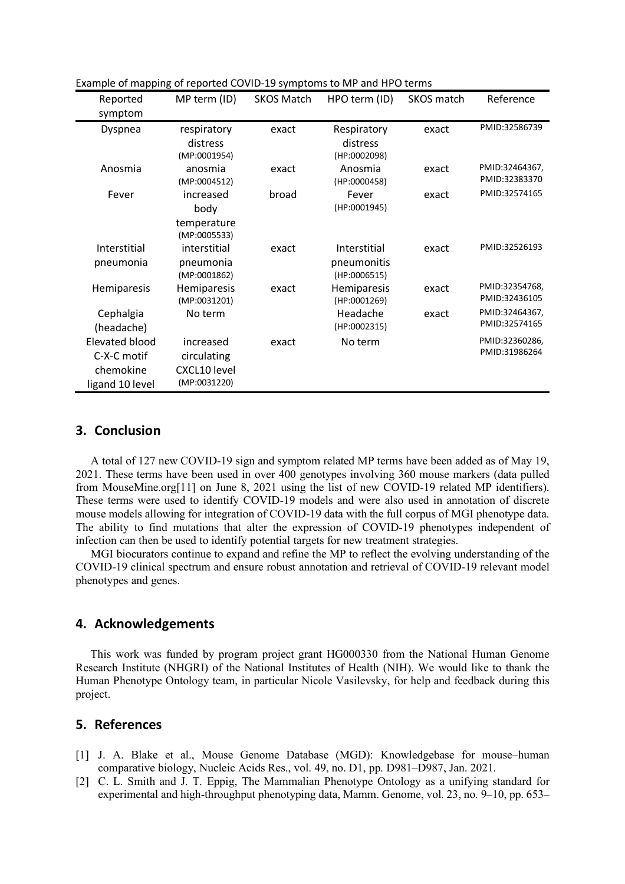Example of mapping of reported COVID-19 symptoms to MP and HPO terms

| Reported symptom | MP term (ID) | SKOS Match | HPO term (ID) | SKOS match | Reference |
|---|---|---|---|---|---|
| Dyspnea | respiratory distress (MP:0001954) | exact | Respiratory distress (HP:0002098) | exact | PMID:32586739 |
| Anosmia | anosmia (MP:0004512) | exact | Anosmia (HP:0000458) | exact | PMID:32464367, PMID:32383370 |
| Fever | increased body temperature (MP:0005533) | broad | Fever (HP:0001945) | exact | PMID:32574165 |
| Interstitial pneumonia | interstitial pneumonia (MP:0001862) | exact | Interstitial pneumonitis (HP:0006515) | exact | PMID:32526193 |
| Hemiparesis | Hemiparesis (MP:0031201) | exact | Hemiparesis (HP:0001269) | exact | PMID:32354768, PMID:32436105 |
| Cephalgia (headache) | No term | | Headache (HP:0002315) | exact | PMID:32464367, PMID:32574165 |
| Elevated blood C-X-C motif chemokine ligand 10 level | increased circulating CXCL10 level (MP:0031220) | exact | No term | | PMID:32360286, PMID:31986264 |

## 3. Conclusion

A total of 127 new COVID-19 sign and symptom related MP terms have been added as of May 19, 2021. These terms have been used in over 400 genotypes involving 360 mouse markers (data pulled from MouseMine.org[11] on June 8, 2021 using the list of new COVID-19 related MP identifiers). These terms were used to identify COVID-19 models and were also used in annotation of discrete mouse models allowing for integration of COVID-19 data with the full corpus of MGI phenotype data. The ability to find mutations that alter the expression of COVID-19 phenotypes independent of infection can then be used to identify potential targets for new treatment strategies.

MGI biocurators continue to expand and refine the MP to reflect the evolving understanding of the COVID-19 clinical spectrum and ensure robust annotation and retrieval of COVID-19 relevant model phenotypes and genes.

## 4. Acknowledgements

This work was funded by program project grant HG000330 from the National Human Genome Research Institute (NHGRI) of the National Institutes of Health (NIH). We would like to thank the Human Phenotype Ontology team, in particular Nicole Vasilevsky, for help and feedback during this project.

## 5. References

[1] J. A. Blake et al., Mouse Genome Database (MGD): Knowledgebase for mouse–human comparative biology, Nucleic Acids Res., vol. 49, no. D1, pp. D981–D987, Jan. 2021.

[2] C. L. Smith and J. T. Eppig, The Mammalian Phenotype Ontology as a unifying standard for experimental and high-throughput phenotyping data, Mamm. Genome, vol. 23, no. 9–10, pp. 653–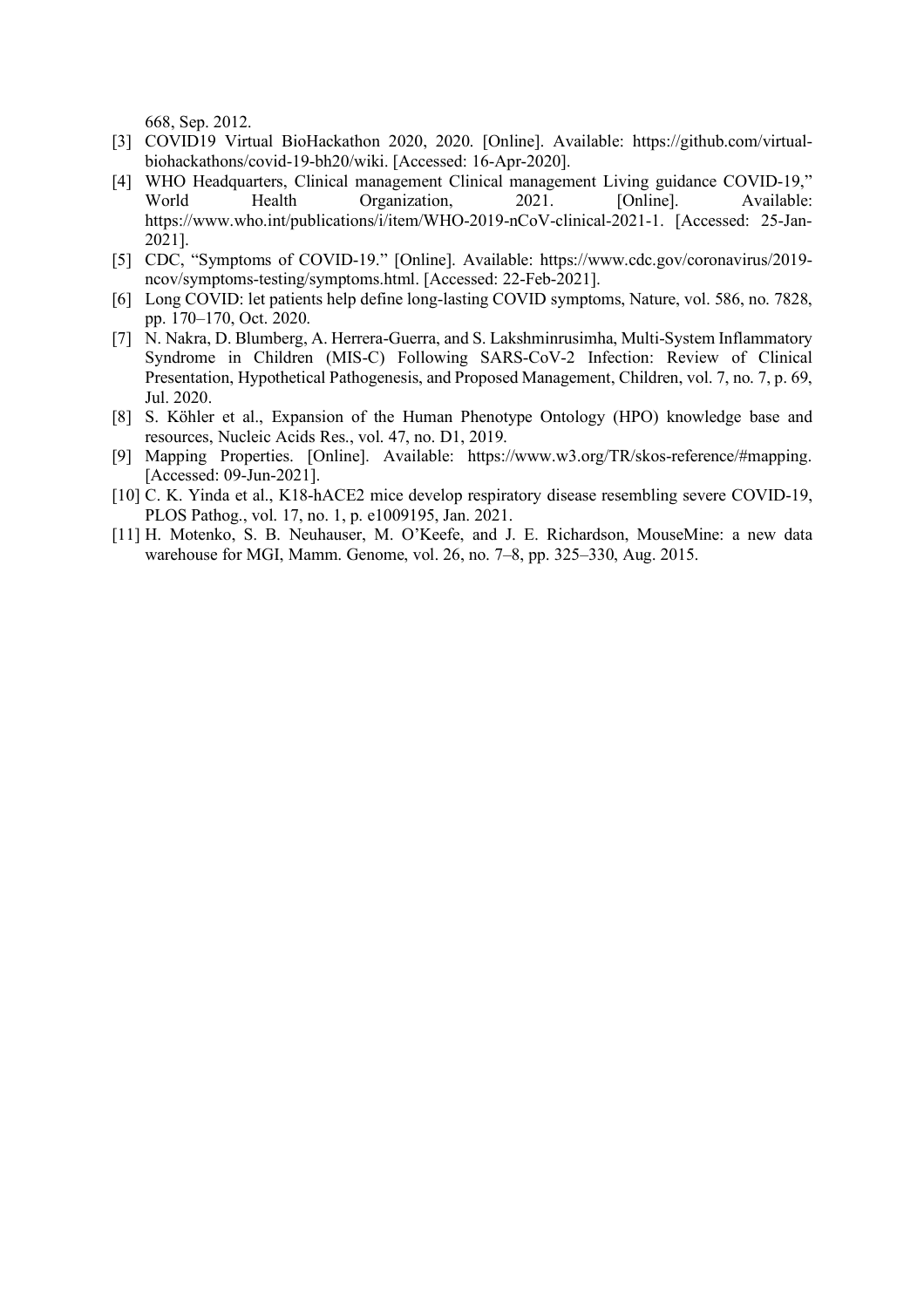668, Sep. 2012.

[3] COVID19 Virtual BioHackathon 2020, 2020. [Online]. Available: https://github.com/virtual-biohackathons/covid-19-bh20/wiki. [Accessed: 16-Apr-2020].

[4] WHO Headquarters, Clinical management Clinical management Living guidance COVID-19," World Health Organization, 2021. [Online]. Available: https://www.who.int/publications/i/item/WHO-2019-nCoV-clinical-2021-1. [Accessed: 25-Jan-2021].

[5] CDC, "Symptoms of COVID-19." [Online]. Available: https://www.cdc.gov/coronavirus/2019-ncov/symptoms-testing/symptoms.html. [Accessed: 22-Feb-2021].

[6] Long COVID: let patients help define long-lasting COVID symptoms, Nature, vol. 586, no. 7828, pp. 170–170, Oct. 2020.

[7] N. Nakra, D. Blumberg, A. Herrera-Guerra, and S. Lakshminrusimha, Multi-System Inflammatory Syndrome in Children (MIS-C) Following SARS-CoV-2 Infection: Review of Clinical Presentation, Hypothetical Pathogenesis, and Proposed Management, Children, vol. 7, no. 7, p. 69, Jul. 2020.

[8] S. Köhler et al., Expansion of the Human Phenotype Ontology (HPO) knowledge base and resources, Nucleic Acids Res., vol. 47, no. D1, 2019.

[9] Mapping Properties. [Online]. Available: https://www.w3.org/TR/skos-reference/#mapping. [Accessed: 09-Jun-2021].

[10] C. K. Yinda et al., K18-hACE2 mice develop respiratory disease resembling severe COVID-19, PLOS Pathog., vol. 17, no. 1, p. e1009195, Jan. 2021.

[11] H. Motenko, S. B. Neuhauser, M. O'Keefe, and J. E. Richardson, MouseMine: a new data warehouse for MGI, Mamm. Genome, vol. 26, no. 7–8, pp. 325–330, Aug. 2015.